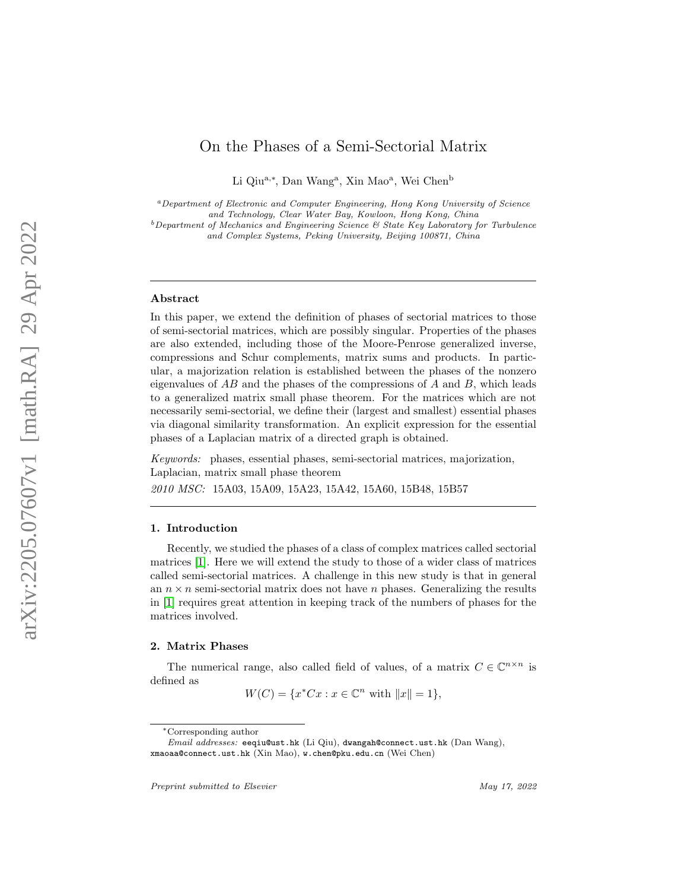# On the Phases of a Semi-Sectorial Matrix

Li Qiu[a,*], Dan Wang[a], Xin Mao[a], Wei Chen[b]

[a]*Department of Electronic and Computer Engineering, Hong Kong University of Science and Technology, Clear Water Bay, Kowloon, Hong Kong, China*

[b]*Department of Mechanics and Engineering Science & State Key Laboratory for Turbulence and Complex Systems, Peking University, Beijing 100871, China*

---

### Abstract

In this paper, we extend the definition of phases of sectorial matrices to those of semi-sectorial matrices, which are possibly singular. Properties of the phases are also extended, including those of the Moore-Penrose generalized inverse, compressions and Schur complements, matrix sums and products. In particular, a majorization relation is established between the phases of the nonzero eigenvalues of $AB$ and the phases of the compressions of $A$ and $B$, which leads to a generalized matrix small phase theorem. For the matrices which are not necessarily semi-sectorial, we define their (largest and smallest) essential phases via diagonal similarity transformation. An explicit expression for the essential phases of a Laplacian matrix of a directed graph is obtained.

*Keywords:* phases, essential phases, semi-sectorial matrices, majorization, Laplacian, matrix small phase theorem

*2010 MSC:* 15A03, 15A09, 15A23, 15A42, 15A60, 15B48, 15B57

---

## 1. Introduction

Recently, we studied the phases of a class of complex matrices called sectorial matrices [1]. Here we will extend the study to those of a wider class of matrices called semi-sectorial matrices. A challenge in this new study is that in general an $n \times n$ semi-sectorial matrix does not have $n$ phases. Generalizing the results in [1] requires great attention in keeping track of the numbers of phases for the matrices involved.

## 2. Matrix Phases

The numerical range, also called field of values, of a matrix $C \in \mathbb{C}^{n\times n}$ is defined as

$$W(C) = \{x^*Cx : x \in \mathbb{C}^n \text{ with } \|x\| = 1\},$$

---

*Corresponding author

*Email addresses:* eeqiu@ust.hk (Li Qiu), dwangah@connect.ust.hk (Dan Wang), xmaoaa@connect.ust.hk (Xin Mao), w.chen@pku.edu.cn (Wei Chen)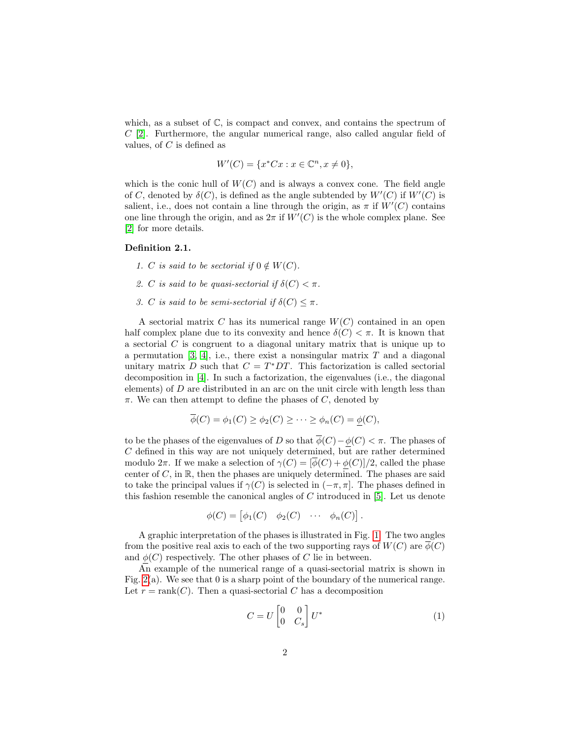which, as a subset of $\mathbb{C}$, is compact and convex, and contains the spectrum of $C$ [2]. Furthermore, the angular numerical range, also called angular field of values, of $C$ is defined as

$$W'(C) = \{x^*Cx : x \in \mathbb{C}^n, x \neq 0\},$$

which is the conic hull of $W(C)$ and is always a convex cone. The field angle of $C$, denoted by $\delta(C)$, is defined as the angle subtended by $W'(C)$ if $W'(C)$ is salient, i.e., does not contain a line through the origin, as $\pi$ if $W'(C)$ contains one line through the origin, and as $2\pi$ if $W'(C)$ is the whole complex plane. See [2] for more details.

**Definition 2.1.**

1. *$C$ is said to be sectorial if $0 \notin W(C)$.*
2. *$C$ is said to be quasi-sectorial if $\delta(C) < \pi$.*
3. *$C$ is said to be semi-sectorial if $\delta(C) \leq \pi$.*

A sectorial matrix $C$ has its numerical range $W(C)$ contained in an open half complex plane due to its convexity and hence $\delta(C) < \pi$. It is known that a sectorial $C$ is congruent to a diagonal unitary matrix that is unique up to a permutation [3, 4], i.e., there exist a nonsingular matrix $T$ and a diagonal unitary matrix $D$ such that $C = T^*DT$. This factorization is called sectorial decomposition in [4]. In such a factorization, the eigenvalues (i.e., the diagonal elements) of $D$ are distributed in an arc on the unit circle with length less than $\pi$. We can then attempt to define the phases of $C$, denoted by

$$\overline{\phi}(C) = \phi_1(C) \geq \phi_2(C) \geq \cdots \geq \phi_n(C) = \underline{\phi}(C),$$

to be the phases of the eigenvalues of $D$ so that $\overline{\phi}(C) - \underline{\phi}(C) < \pi$. The phases of $C$ defined in this way are not uniquely determined, but are rather determined modulo $2\pi$. If we make a selection of $\gamma(C) = [\overline{\phi}(C) + \underline{\phi}(C)]/2$, called the phase center of $C$, in $\mathbb{R}$, then the phases are uniquely determined. The phases are said to take the principal values if $\gamma(C)$ is selected in $(-\pi, \pi]$. The phases defined in this fashion resemble the canonical angles of $C$ introduced in [5]. Let us denote

$$\phi(C) = \begin{bmatrix} \phi_1(C) & \phi_2(C) & \cdots & \phi_n(C) \end{bmatrix}.$$

A graphic interpretation of the phases is illustrated in Fig. 1. The two angles from the positive real axis to each of the two supporting rays of $W(C)$ are $\overline{\phi}(C)$ and $\underline{\phi}(C)$ respectively. The other phases of $C$ lie in between.

An example of the numerical range of a quasi-sectorial matrix is shown in Fig. 2(a). We see that 0 is a sharp point of the boundary of the numerical range. Let $r = \text{rank}(C)$. Then a quasi-sectorial $C$ has a decomposition

$$C = U \begin{bmatrix} 0 & 0 \\ 0 & C_s \end{bmatrix} U^* \tag{1}$$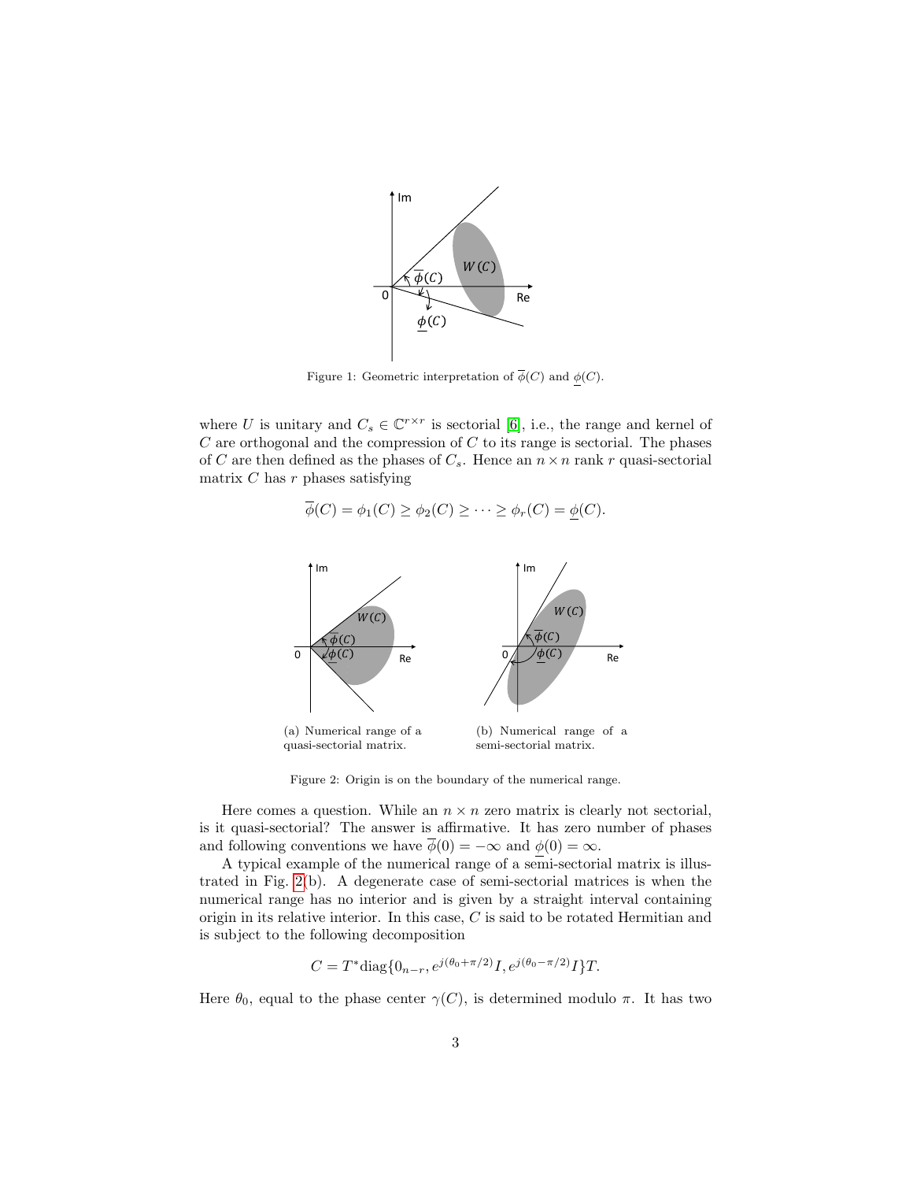Figure 1: Geometric interpretation of $\overline{\phi}(C)$ and $\underline{\phi}(C)$.

where $U$ is unitary and $C_s \in \mathbb{C}^{r\times r}$ is sectorial [6], i.e., the range and kernel of $C$ are orthogonal and the compression of $C$ to its range is sectorial. The phases of $C$ are then defined as the phases of $C_s$. Hence an $n \times n$ rank $r$ quasi-sectorial matrix $C$ has $r$ phases satisfying

$$\overline{\phi}(C) = \phi_1(C) \geq \phi_2(C) \geq \cdots \geq \phi_r(C) = \underline{\phi}(C).$$

(a) Numerical range of a quasi-sectorial matrix.

(b) Numerical range of a semi-sectorial matrix.

Figure 2: Origin is on the boundary of the numerical range.

Here comes a question. While an $n \times n$ zero matrix is clearly not sectorial, is it quasi-sectorial? The answer is affirmative. It has zero number of phases and following conventions we have $\overline{\phi}(0) = -\infty$ and $\underline{\phi}(0) = \infty$.

A typical example of the numerical range of a semi-sectorial matrix is illustrated in Fig. 2(b). A degenerate case of semi-sectorial matrices is when the numerical range has no interior and is given by a straight interval containing origin in its relative interior. In this case, $C$ is said to be rotated Hermitian and is subject to the following decomposition

$$C = T^* \text{diag}\{0_{n-r}, e^{j(\theta_0+\pi/2)}I, e^{j(\theta_0-\pi/2)}I\}T.$$

Here $\theta_0$, equal to the phase center $\gamma(C)$, is determined modulo $\pi$. It has two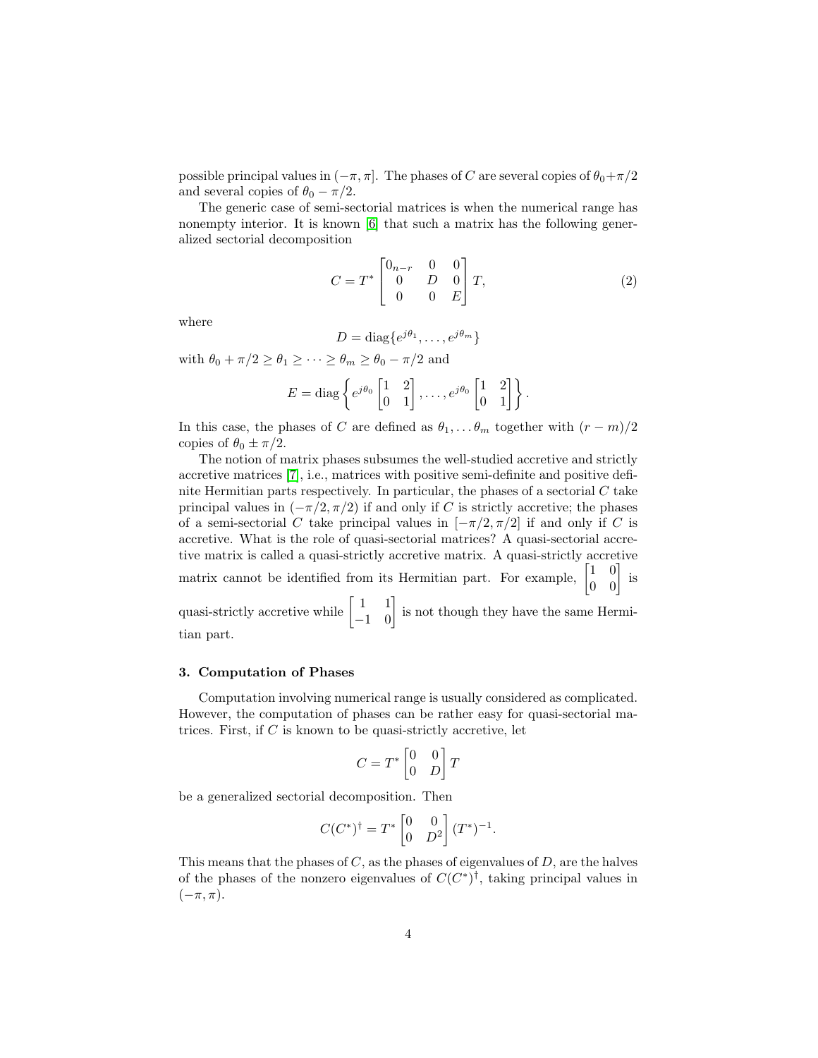possible principal values in $(-\pi, \pi]$. The phases of $C$ are several copies of $\theta_0+\pi/2$ and several copies of $\theta_0 - \pi/2$.

The generic case of semi-sectorial matrices is when the numerical range has nonempty interior. It is known [6] that such a matrix has the following generalized sectorial decomposition

$$C = T^* \begin{bmatrix} 0_{n-r} & 0 & 0 \\ 0 & D & 0 \\ 0 & 0 & E \end{bmatrix} T, \tag{2}$$

where

$$D = \text{diag}\{e^{j\theta_1}, \ldots, e^{j\theta_m}\}$$

with $\theta_0 + \pi/2 \geq \theta_1 \geq \cdots \geq \theta_m \geq \theta_0 - \pi/2$ and

$$E = \text{diag}\left\{ e^{j\theta_0} \begin{bmatrix} 1 & 2 \\ 0 & 1 \end{bmatrix}, \ldots, e^{j\theta_0} \begin{bmatrix} 1 & 2 \\ 0 & 1 \end{bmatrix} \right\}.$$

In this case, the phases of $C$ are defined as $\theta_1, \ldots \theta_m$ together with $(r-m)/2$ copies of $\theta_0 \pm \pi/2$.

The notion of matrix phases subsumes the well-studied accretive and strictly accretive matrices [7], i.e., matrices with positive semi-definite and positive definite Hermitian parts respectively. In particular, the phases of a sectorial $C$ take principal values in $(-\pi/2, \pi/2)$ if and only if $C$ is strictly accretive; the phases of a semi-sectorial $C$ take principal values in $[-\pi/2, \pi/2]$ if and only if $C$ is accretive. What is the role of quasi-sectorial matrices? A quasi-sectorial accretive matrix is called a quasi-strictly accretive matrix. A quasi-strictly accretive matrix cannot be identified from its Hermitian part. For example, $\begin{bmatrix} 1 & 0 \\ 0 & 0 \end{bmatrix}$ is quasi-strictly accretive while $\begin{bmatrix} 1 & 1 \\ -1 & 0 \end{bmatrix}$ is not though they have the same Hermitian part.

## 3. Computation of Phases

Computation involving numerical range is usually considered as complicated. However, the computation of phases can be rather easy for quasi-sectorial matrices. First, if $C$ is known to be quasi-strictly accretive, let

$$C = T^* \begin{bmatrix} 0 & 0 \\ 0 & D \end{bmatrix} T$$

be a generalized sectorial decomposition. Then

$$C(C^*)^{\dagger} = T^* \begin{bmatrix} 0 & 0 \\ 0 & D^2 \end{bmatrix} (T^*)^{-1}.$$

This means that the phases of $C$, as the phases of eigenvalues of $D$, are the halves of the phases of the nonzero eigenvalues of $C(C^*)^{\dagger}$, taking principal values in $(-\pi, \pi)$.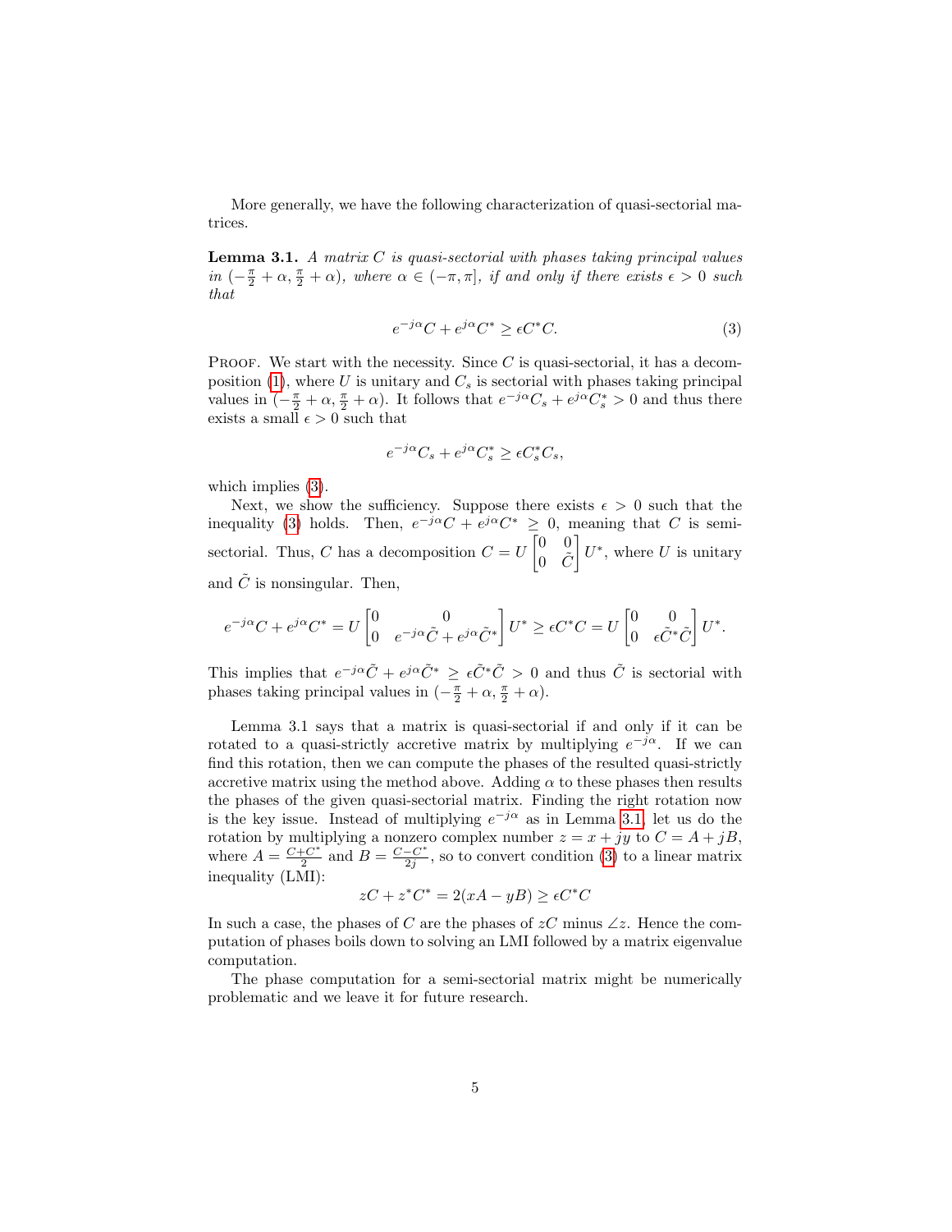More generally, we have the following characterization of quasi-sectorial matrices.

**Lemma 3.1.** *A matrix $C$ is quasi-sectorial with phases taking principal values in $(-\frac{\pi}{2}+\alpha, \frac{\pi}{2}+\alpha)$, where $\alpha \in (-\pi, \pi]$, if and only if there exists $\epsilon > 0$ such that*

$$e^{-j\alpha}C + e^{j\alpha}C^* \geq \epsilon C^* C. \tag{3}$$

Proof. We start with the necessity. Since $C$ is quasi-sectorial, it has a decomposition (1), where $U$ is unitary and $C_s$ is sectorial with phases taking principal values in $(-\frac{\pi}{2}+\alpha, \frac{\pi}{2}+\alpha)$. It follows that $e^{-j\alpha}C_s + e^{j\alpha}C_s^* > 0$ and thus there exists a small $\epsilon > 0$ such that

$$e^{-j\alpha}C_s + e^{j\alpha}C_s^* \geq \epsilon C_s^* C_s,$$

which implies (3).

Next, we show the sufficiency. Suppose there exists $\epsilon > 0$ such that the inequality (3) holds. Then, $e^{-j\alpha}C + e^{j\alpha}C^* \geq 0$, meaning that $C$ is semi-sectorial. Thus, $C$ has a decomposition $C = U \begin{bmatrix} 0 & 0 \\ 0 & \tilde{C} \end{bmatrix} U^*$, where $U$ is unitary and $\tilde{C}$ is nonsingular. Then,

$$e^{-j\alpha}C + e^{j\alpha}C^* = U \begin{bmatrix} 0 & 0 \\ 0 & e^{-j\alpha}\tilde{C} + e^{j\alpha}\tilde{C}^* \end{bmatrix} U^* \geq \epsilon C^* C = U \begin{bmatrix} 0 & 0 \\ 0 & \epsilon \tilde{C}^* \tilde{C} \end{bmatrix} U^*.$$

This implies that $e^{-j\alpha}\tilde{C} + e^{j\alpha}\tilde{C}^* \geq \epsilon \tilde{C}^* \tilde{C} > 0$ and thus $\tilde{C}$ is sectorial with phases taking principal values in $(-\frac{\pi}{2}+\alpha, \frac{\pi}{2}+\alpha)$.

Lemma 3.1 says that a matrix is quasi-sectorial if and only if it can be rotated to a quasi-strictly accretive matrix by multiplying $e^{-j\alpha}$. If we can find this rotation, then we can compute the phases of the resulted quasi-strictly accretive matrix using the method above. Adding $\alpha$ to these phases then results the phases of the given quasi-sectorial matrix. Finding the right rotation now is the key issue. Instead of multiplying $e^{-j\alpha}$ as in Lemma 3.1, let us do the rotation by multiplying a nonzero complex number $z = x + jy$ to $C = A + jB$, where $A = \frac{C+C^*}{2}$ and $B = \frac{C-C^*}{2j}$, so to convert condition (3) to a linear matrix inequality (LMI):

$$zC + z^*C^* = 2(xA - yB) \geq \epsilon C^* C$$

In such a case, the phases of $C$ are the phases of $zC$ minus $\angle z$. Hence the computation of phases boils down to solving an LMI followed by a matrix eigenvalue computation.

The phase computation for a semi-sectorial matrix might be numerically problematic and we leave it for future research.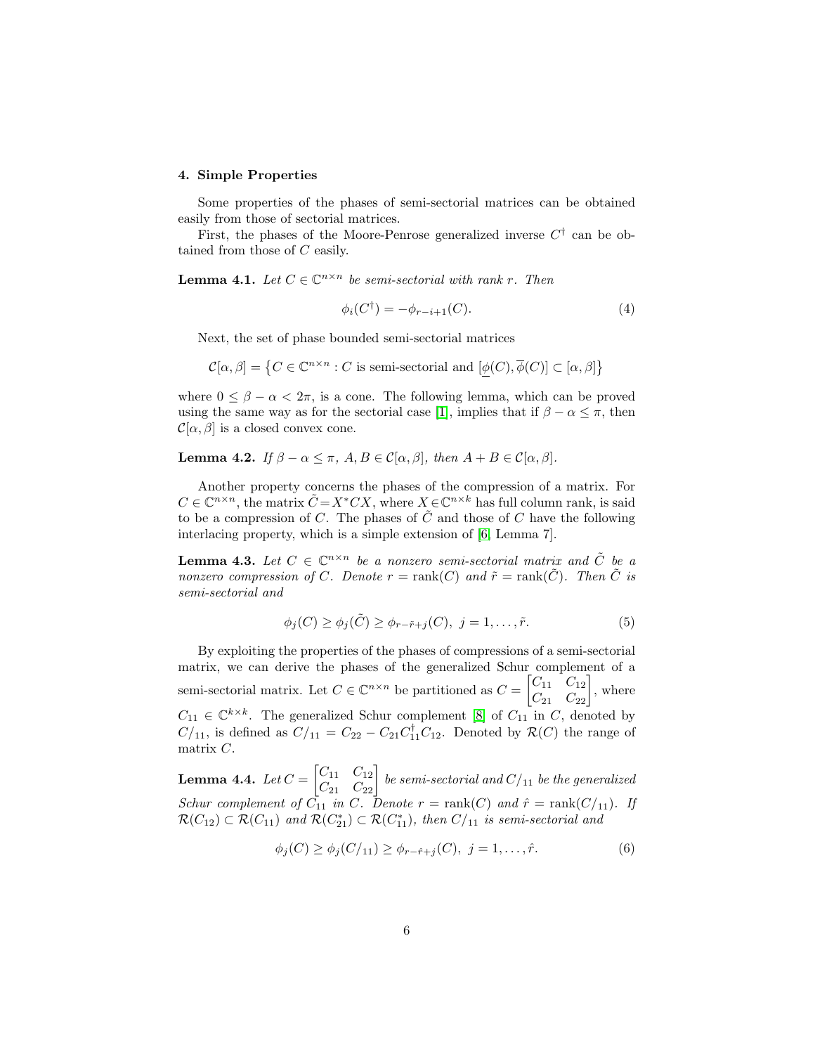## 4. Simple Properties

Some properties of the phases of semi-sectorial matrices can be obtained easily from those of sectorial matrices.

First, the phases of the Moore-Penrose generalized inverse $C^\dagger$ can be obtained from those of $C$ easily.

**Lemma 4.1.** *Let $C \in \mathbb{C}^{n\times n}$ be semi-sectorial with rank $r$. Then*

$$\phi_i(C^\dagger) = -\phi_{r-i+1}(C). \tag{4}$$

Next, the set of phase bounded semi-sectorial matrices

$$\mathcal{C}[\alpha, \beta] = \left\{C \in \mathbb{C}^{n\times n} : C \text{ is semi-sectorial and } [\underline{\phi}(C), \overline{\phi}(C)] \subset [\alpha, \beta]\right\}$$

where $0 \le \beta - \alpha < 2\pi$, is a cone. The following lemma, which can be proved using the same way as for the sectorial case [1], implies that if $\beta - \alpha \le \pi$, then $\mathcal{C}[\alpha, \beta]$ is a closed convex cone.

**Lemma 4.2.** *If $\beta - \alpha \le \pi$, $A, B \in \mathcal{C}[\alpha, \beta]$, then $A + B \in \mathcal{C}[\alpha, \beta]$.*

Another property concerns the phases of the compression of a matrix. For $C \in \mathbb{C}^{n\times n}$, the matrix $\tilde{C} = X^*CX$, where $X \in \mathbb{C}^{n\times k}$ has full column rank, is said to be a compression of $C$. The phases of $\tilde{C}$ and those of $C$ have the following interlacing property, which is a simple extension of [6, Lemma 7].

**Lemma 4.3.** *Let $C \in \mathbb{C}^{n\times n}$ be a nonzero semi-sectorial matrix and $\tilde{C}$ be a nonzero compression of $C$. Denote $r = \operatorname{rank}(C)$ and $\tilde{r} = \operatorname{rank}(\tilde{C})$. Then $\tilde{C}$ is semi-sectorial and*

$$\phi_j(C) \ge \phi_j(\tilde{C}) \ge \phi_{r-\tilde{r}+j}(C), \ j = 1, \ldots, \tilde{r}. \tag{5}$$

By exploiting the properties of the phases of compressions of a semi-sectorial matrix, we can derive the phases of the generalized Schur complement of a semi-sectorial matrix. Let $C \in \mathbb{C}^{n\times n}$ be partitioned as $C = \begin{bmatrix} C_{11} & C_{12} \\ C_{21} & C_{22} \end{bmatrix}$, where $C_{11} \in \mathbb{C}^{k\times k}$. The generalized Schur complement [8] of $C_{11}$ in $C$, denoted by $C/_{11}$, is defined as $C/_{11} = C_{22} - C_{21}C_{11}^\dagger C_{12}$. Denoted by $\mathcal{R}(C)$ the range of matrix $C$.

**Lemma 4.4.** *Let $C = \begin{bmatrix} C_{11} & C_{12} \\ C_{21} & C_{22} \end{bmatrix}$ be semi-sectorial and $C/_{11}$ be the generalized Schur complement of $C_{11}$ in $C$. Denote $r = \operatorname{rank}(C)$ and $\hat{r} = \operatorname{rank}(C/_{11})$. If $\mathcal{R}(C_{12}) \subset \mathcal{R}(C_{11})$ and $\mathcal{R}(C_{21}^*) \subset \mathcal{R}(C_{11}^*)$, then $C/_{11}$ is semi-sectorial and*

$$\phi_j(C) \ge \phi_j(C/_{11}) \ge \phi_{r-\hat{r}+j}(C), \ j = 1, \ldots, \hat{r}. \tag{6}$$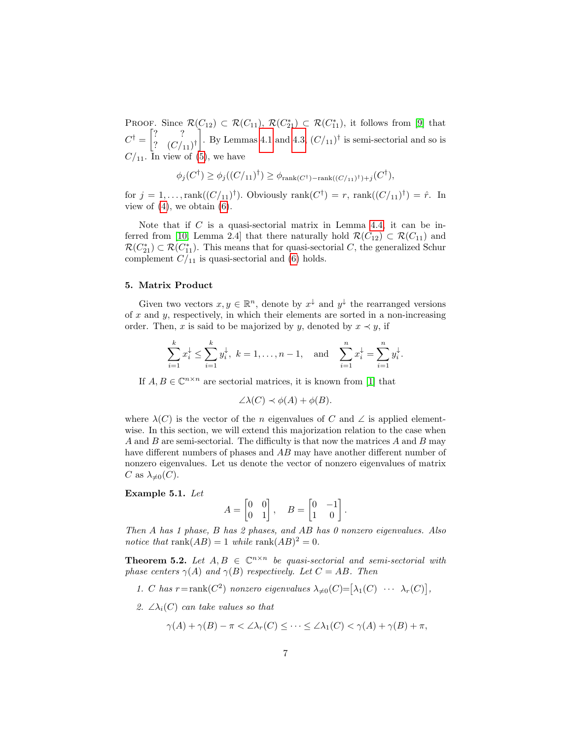PROOF. Since $\mathcal{R}(C_{12}) \subset \mathcal{R}(C_{11})$, $\mathcal{R}(C_{21}^*) \subset \mathcal{R}(C_{11}^*)$, it follows from [9] that $C^\dagger = \begin{bmatrix} ? & ? \\ ? & (C/_{11})^\dagger \end{bmatrix}$. By Lemmas 4.1 and 4.3, $(C/_{11})^\dagger$ is semi-sectorial and so is $C/_{11}$. In view of (5), we have

$$\phi_j(C^\dagger) \geq \phi_j((C/_{11})^\dagger) \geq \phi_{\operatorname{rank}(C^\dagger) - \operatorname{rank}((C/_{11})^\dagger) + j}(C^\dagger),$$

for $j = 1, \ldots, \operatorname{rank}((C/_{11})^\dagger)$. Obviously $\operatorname{rank}(C^\dagger) = r$, $\operatorname{rank}((C/_{11})^\dagger) = \hat{r}$. In view of (4), we obtain (6).

Note that if $C$ is a quasi-sectorial matrix in Lemma 4.4, it can be inferred from [10, Lemma 2.4] that there naturally hold $\mathcal{R}(C_{12}) \subset \mathcal{R}(C_{11})$ and $\mathcal{R}(C_{21}^*) \subset \mathcal{R}(C_{11}^*)$. This means that for quasi-sectorial $C$, the generalized Schur complement $C/_{11}$ is quasi-sectorial and (6) holds.

## 5. Matrix Product

Given two vectors $x, y \in \mathbb{R}^n$, denote by $x^\downarrow$ and $y^\downarrow$ the rearranged versions of $x$ and $y$, respectively, in which their elements are sorted in a non-increasing order. Then, $x$ is said to be majorized by $y$, denoted by $x \prec y$, if

$$\sum_{i=1}^{k} x_i^\downarrow \leq \sum_{i=1}^{k} y_i^\downarrow, \; k = 1, \ldots, n-1, \quad \text{and} \quad \sum_{i=1}^{n} x_i^\downarrow = \sum_{i=1}^{n} y_i^\downarrow.$$

If $A, B \in \mathbb{C}^{n \times n}$ are sectorial matrices, it is known from [1] that

$$\angle\lambda(C) \prec \phi(A) + \phi(B).$$

where $\lambda(C)$ is the vector of the $n$ eigenvalues of $C$ and $\angle$ is applied element-wise. In this section, we will extend this majorization relation to the case when $A$ and $B$ are semi-sectorial. The difficulty is that now the matrices $A$ and $B$ may have different numbers of phases and $AB$ may have another different number of nonzero eigenvalues. Let us denote the vector of nonzero eigenvalues of matrix $C$ as $\lambda_{\neq 0}(C)$.

**Example 5.1.** *Let*

$$A = \begin{bmatrix} 0 & 0 \\ 0 & 1 \end{bmatrix}, \quad B = \begin{bmatrix} 0 & -1 \\ 1 & 0 \end{bmatrix}.$$

*Then $A$ has 1 phase, $B$ has 2 phases, and $AB$ has 0 nonzero eigenvalues. Also notice that $\operatorname{rank}(AB) = 1$ while $\operatorname{rank}(AB)^2 = 0$.*

**Theorem 5.2.** *Let $A, B \in \mathbb{C}^{n \times n}$ be quasi-sectorial and semi-sectorial with phase centers $\gamma(A)$ and $\gamma(B)$ respectively. Let $C = AB$. Then*

1. *$C$ has $r = \operatorname{rank}(C^2)$ nonzero eigenvalues $\lambda_{\neq 0}(C) = \begin{bmatrix} \lambda_1(C) & \cdots & \lambda_r(C) \end{bmatrix}$,*
2. *$\angle\lambda_i(C)$ can take values so that*

$$\gamma(A) + \gamma(B) - \pi < \angle\lambda_r(C) \leq \cdots \leq \angle\lambda_1(C) < \gamma(A) + \gamma(B) + \pi,$$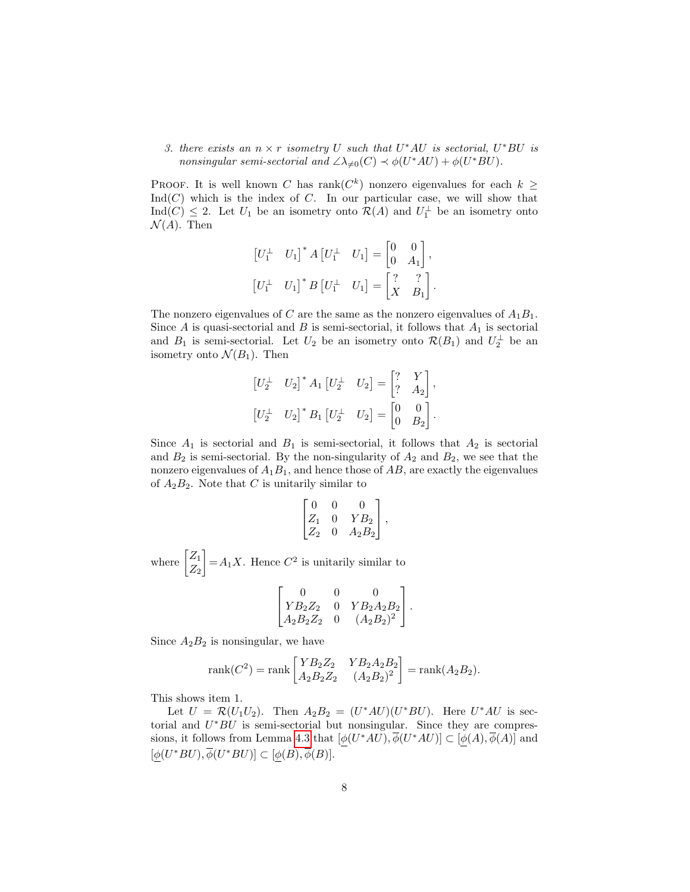3. *there exists an $n \times r$ isometry $U$ such that $U^*AU$ is sectorial, $U^*BU$ is nonsingular semi-sectorial and $\angle\lambda_{\neq 0}(C) \prec \phi(U^*AU) + \phi(U^*BU)$.*

Proof. It is well known $C$ has $\operatorname{rank}(C^k)$ nonzero eigenvalues for each $k \geq \operatorname{Ind}(C)$ which is the index of $C$. In our particular case, we will show that $\operatorname{Ind}(C) \leq 2$. Let $U_1$ be an isometry onto $\mathcal{R}(A)$ and $U_1^\perp$ be an isometry onto $\mathcal{N}(A)$. Then

$$
\begin{bmatrix} U_1^\perp & U_1 \end{bmatrix}^* A \begin{bmatrix} U_1^\perp & U_1 \end{bmatrix} = \begin{bmatrix} 0 & 0 \\ 0 & A_1 \end{bmatrix},
$$

$$
\begin{bmatrix} U_1^\perp & U_1 \end{bmatrix}^* B \begin{bmatrix} U_1^\perp & U_1 \end{bmatrix} = \begin{bmatrix} ? & ? \\ X & B_1 \end{bmatrix}.
$$

The nonzero eigenvalues of $C$ are the same as the nonzero eigenvalues of $A_1B_1$. Since $A$ is quasi-sectorial and $B$ is semi-sectorial, it follows that $A_1$ is sectorial and $B_1$ is semi-sectorial. Let $U_2$ be an isometry onto $\mathcal{R}(B_1)$ and $U_2^\perp$ be an isometry onto $\mathcal{N}(B_1)$. Then

$$
\begin{bmatrix} U_2^\perp & U_2 \end{bmatrix}^* A_1 \begin{bmatrix} U_2^\perp & U_2 \end{bmatrix} = \begin{bmatrix} ? & Y \\ ? & A_2 \end{bmatrix},
$$

$$
\begin{bmatrix} U_2^\perp & U_2 \end{bmatrix}^* B_1 \begin{bmatrix} U_2^\perp & U_2 \end{bmatrix} = \begin{bmatrix} 0 & 0 \\ 0 & B_2 \end{bmatrix}.
$$

Since $A_1$ is sectorial and $B_1$ is semi-sectorial, it follows that $A_2$ is sectorial and $B_2$ is semi-sectorial. By the non-singularity of $A_2$ and $B_2$, we see that the nonzero eigenvalues of $A_1B_1$, and hence those of $AB$, are exactly the eigenvalues of $A_2B_2$. Note that $C$ is unitarily similar to

$$
\begin{bmatrix} 0 & 0 & 0 \\ Z_1 & 0 & YB_2 \\ Z_2 & 0 & A_2B_2 \end{bmatrix},
$$

where $\begin{bmatrix} Z_1 \\ Z_2 \end{bmatrix} = A_1X$. Hence $C^2$ is unitarily similar to

$$
\begin{bmatrix} 0 & 0 & 0 \\ YB_2Z_2 & 0 & YB_2A_2B_2 \\ A_2B_2Z_2 & 0 & (A_2B_2)^2 \end{bmatrix}.
$$

Since $A_2B_2$ is nonsingular, we have

$$
\operatorname{rank}(C^2) = \operatorname{rank} \begin{bmatrix} YB_2Z_2 & YB_2A_2B_2 \\ A_2B_2Z_2 & (A_2B_2)^2 \end{bmatrix} = \operatorname{rank}(A_2B_2).
$$

This shows item 1.

Let $U = \mathcal{R}(U_1U_2)$. Then $A_2B_2 = (U^*AU)(U^*BU)$. Here $U^*AU$ is sectorial and $U^*BU$ is semi-sectorial but nonsingular. Since they are compressions, it follows from Lemma 4.3 that $[\underline{\phi}(U^*AU), \overline{\phi}(U^*AU)] \subset [\underline{\phi}(A), \overline{\phi}(A)]$ and $[\underline{\phi}(U^*BU), \overline{\phi}(U^*BU)] \subset [\underline{\phi}(B), \overline{\phi}(B)]$.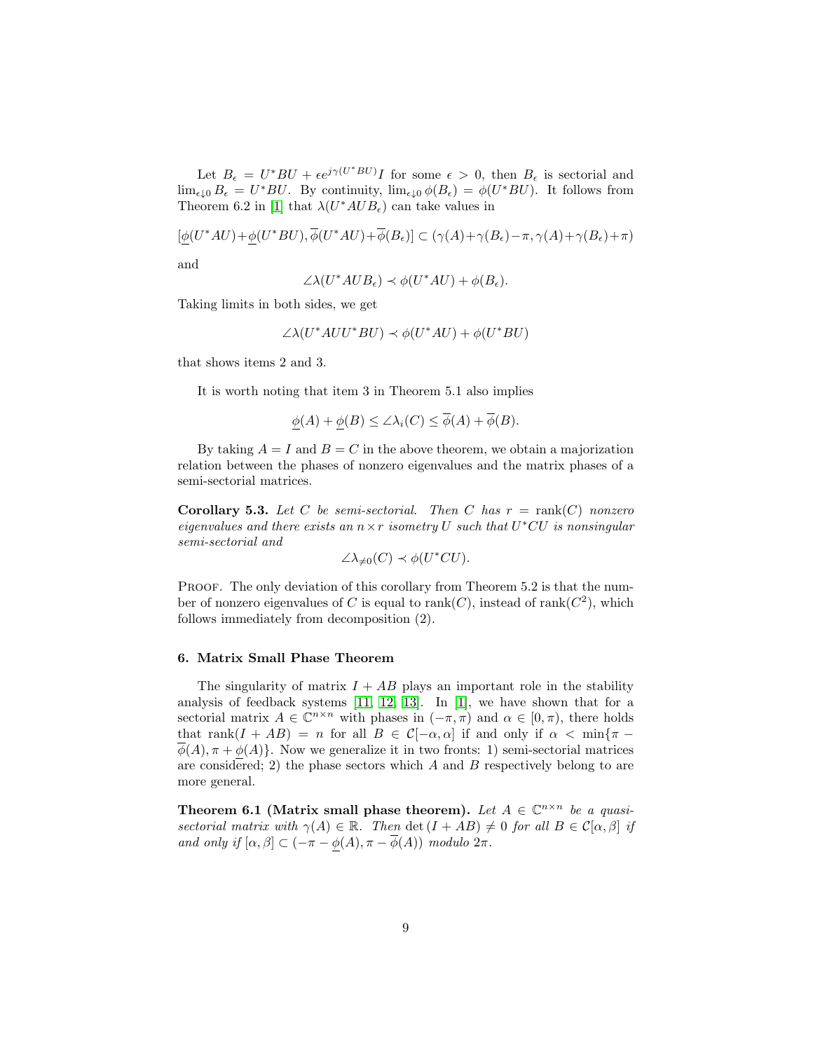Let $B_\epsilon = U^*BU + \epsilon e^{j\gamma(U^*BU)}I$ for some $\epsilon > 0$, then $B_\epsilon$ is sectorial and $\lim_{\epsilon \downarrow 0} B_\epsilon = U^*BU$. By continuity, $\lim_{\epsilon \downarrow 0} \phi(B_\epsilon) = \phi(U^*BU)$. It follows from Theorem 6.2 in [1] that $\lambda(U^*AUB_\epsilon)$ can take values in

$$[\underline{\phi}(U^*AU)+\underline{\phi}(U^*BU), \overline{\phi}(U^*AU)+\overline{\phi}(B_\epsilon)] \subset (\gamma(A)+\gamma(B_\epsilon)-\pi, \gamma(A)+\gamma(B_\epsilon)+\pi)$$

and

$$\angle\lambda(U^*AUB_\epsilon) \prec \phi(U^*AU) + \phi(B_\epsilon).$$

Taking limits in both sides, we get

$$\angle\lambda(U^*AUU^*BU) \prec \phi(U^*AU) + \phi(U^*BU)$$

that shows items 2 and 3.

It is worth noting that item 3 in Theorem 5.1 also implies

$$\underline{\phi}(A) + \underline{\phi}(B) \leq \angle\lambda_i(C) \leq \overline{\phi}(A) + \overline{\phi}(B).$$

By taking $A = I$ and $B = C$ in the above theorem, we obtain a majorization relation between the phases of nonzero eigenvalues and the matrix phases of a semi-sectorial matrices.

**Corollary 5.3.** *Let $C$ be semi-sectorial. Then $C$ has $r = \operatorname{rank}(C)$ nonzero eigenvalues and there exists an $n \times r$ isometry $U$ such that $U^*CU$ is nonsingular semi-sectorial and*

$$\angle\lambda_{\neq 0}(C) \prec \phi(U^*CU).$$

Proof. The only deviation of this corollary from Theorem 5.2 is that the number of nonzero eigenvalues of $C$ is equal to $\operatorname{rank}(C)$, instead of $\operatorname{rank}(C^2)$, which follows immediately from decomposition (2).

## 6. Matrix Small Phase Theorem

The singularity of matrix $I + AB$ plays an important role in the stability analysis of feedback systems [11, 12, 13]. In [1], we have shown that for a sectorial matrix $A \in \mathbb{C}^{n\times n}$ with phases in $(-\pi, \pi)$ and $\alpha \in [0, \pi)$, there holds that $\operatorname{rank}(I + AB) = n$ for all $B \in \mathcal{C}[-\alpha, \alpha]$ if and only if $\alpha < \min\{\pi - \overline{\phi}(A), \pi + \underline{\phi}(A)\}$. Now we generalize it in two fronts: 1) semi-sectorial matrices are considered; 2) the phase sectors which $A$ and $B$ respectively belong to are more general.

**Theorem 6.1 (Matrix small phase theorem).** *Let $A \in \mathbb{C}^{n\times n}$ be a quasi-sectorial matrix with $\gamma(A) \in \mathbb{R}$. Then $\det(I + AB) \neq 0$ for all $B \in \mathcal{C}[\alpha, \beta]$ if and only if $[\alpha, \beta] \subset (-\pi - \underline{\phi}(A), \pi - \overline{\phi}(A))$ modulo $2\pi$.*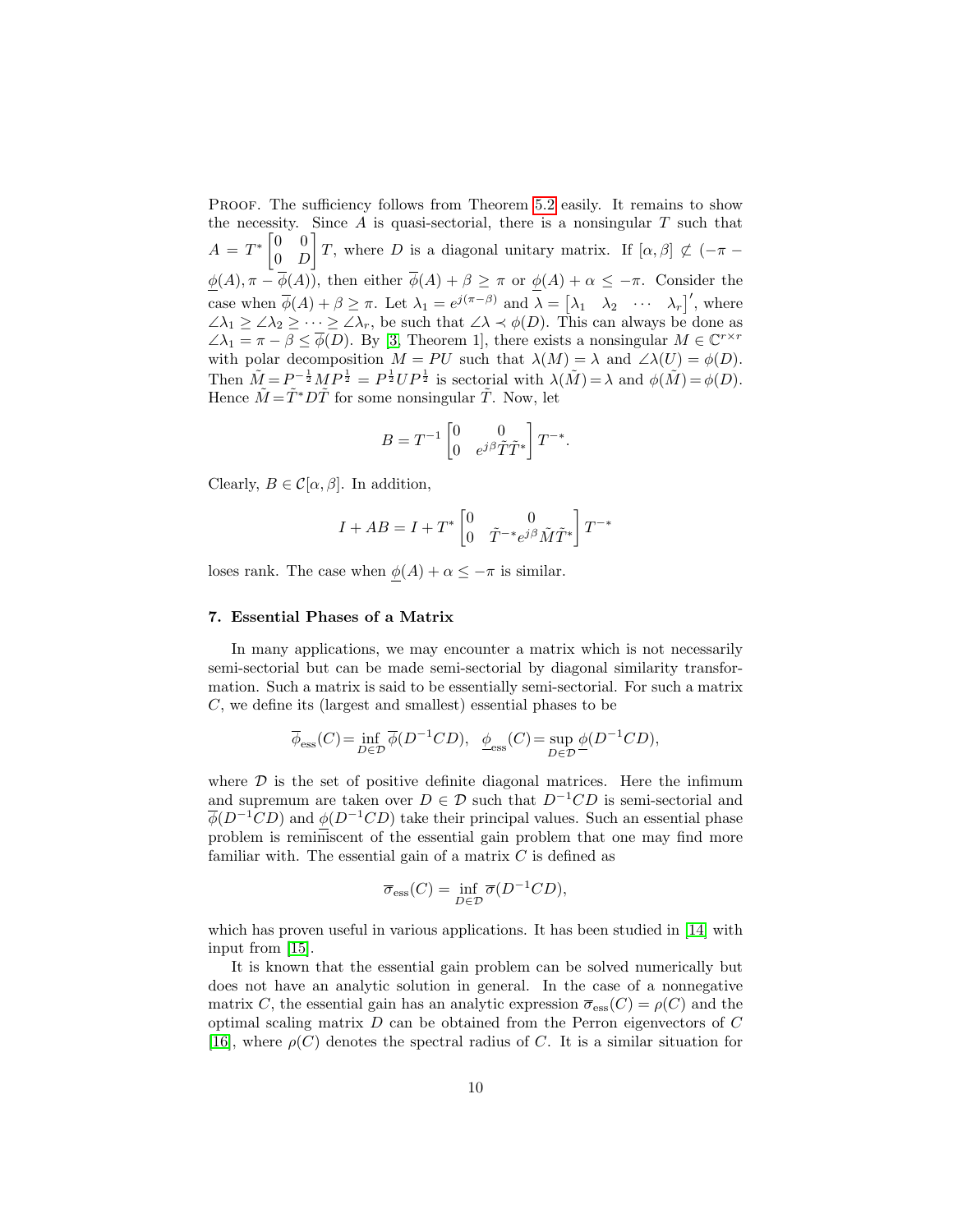Proof. The sufficiency follows from Theorem 5.2 easily. It remains to show the necessity. Since $A$ is quasi-sectorial, there is a nonsingular $T$ such that $A = T^* \begin{bmatrix} 0 & 0 \\ 0 & D \end{bmatrix} T$, where $D$ is a diagonal unitary matrix. If $[\alpha, \beta] \not\subset (-\pi - \underline{\phi}(A), \pi - \overline{\phi}(A))$, then either $\overline{\phi}(A) + \beta \geq \pi$ or $\underline{\phi}(A) + \alpha \leq -\pi$. Consider the case when $\overline{\phi}(A) + \beta \geq \pi$. Let $\lambda_1 = e^{j(\pi - \beta)}$ and $\lambda = \begin{bmatrix} \lambda_1 & \lambda_2 & \cdots & \lambda_r \end{bmatrix}'$, where $\angle\lambda_1 \geq \angle\lambda_2 \geq \cdots \geq \angle\lambda_r$, be such that $\angle\lambda \prec \phi(D)$. This can always be done as $\angle\lambda_1 = \pi - \beta \leq \overline{\phi}(D)$. By [3, Theorem 1], there exists a nonsingular $M \in \mathbb{C}^{r\times r}$ with polar decomposition $M = PU$ such that $\lambda(M) = \lambda$ and $\angle\lambda(U) = \phi(D)$. Then $\tilde{M} = P^{-\frac{1}{2}} M P^{\frac{1}{2}} = P^{\frac{1}{2}} U P^{\frac{1}{2}}$ is sectorial with $\lambda(\tilde{M}) = \lambda$ and $\phi(\tilde{M}) = \phi(D)$. Hence $\tilde{M} = \tilde{T}^* D \tilde{T}$ for some nonsingular $\tilde{T}$. Now, let

$$B = T^{-1} \begin{bmatrix} 0 & 0 \\ 0 & e^{j\beta} \tilde{T} \tilde{T}^* \end{bmatrix} T^{-*}.$$

Clearly, $B \in \mathcal{C}[\alpha, \beta]$. In addition,

$$I + AB = I + T^* \begin{bmatrix} 0 & 0 \\ 0 & \tilde{T}^{-*} e^{j\beta} \tilde{M} \tilde{T}^* \end{bmatrix} T^{-*}$$

loses rank. The case when $\underline{\phi}(A) + \alpha \leq -\pi$ is similar.

### 7. Essential Phases of a Matrix

In many applications, we may encounter a matrix which is not necessarily semi-sectorial but can be made semi-sectorial by diagonal similarity transformation. Such a matrix is said to be essentially semi-sectorial. For such a matrix $C$, we define its (largest and smallest) essential phases to be

$$\overline{\phi}_{\text{ess}}(C) = \inf_{D\in\mathcal{D}} \overline{\phi}(D^{-1}CD), \quad \underline{\phi}_{\text{ess}}(C) = \sup_{D\in\mathcal{D}} \underline{\phi}(D^{-1}CD),$$

where $\mathcal{D}$ is the set of positive definite diagonal matrices. Here the infimum and supremum are taken over $D \in \mathcal{D}$ such that $D^{-1}CD$ is semi-sectorial and $\overline{\phi}(D^{-1}CD)$ and $\underline{\phi}(D^{-1}CD)$ take their principal values. Such an essential phase problem is reminiscent of the essential gain problem that one may find more familiar with. The essential gain of a matrix $C$ is defined as

$$\overline{\sigma}_{\text{ess}}(C) = \inf_{D\in\mathcal{D}} \overline{\sigma}(D^{-1}CD),$$

which has proven useful in various applications. It has been studied in [14] with input from [15].

It is known that the essential gain problem can be solved numerically but does not have an analytic solution in general. In the case of a nonnegative matrix $C$, the essential gain has an analytic expression $\overline{\sigma}_{\text{ess}}(C) = \rho(C)$ and the optimal scaling matrix $D$ can be obtained from the Perron eigenvectors of $C$ [16], where $\rho(C)$ denotes the spectral radius of $C$. It is a similar situation for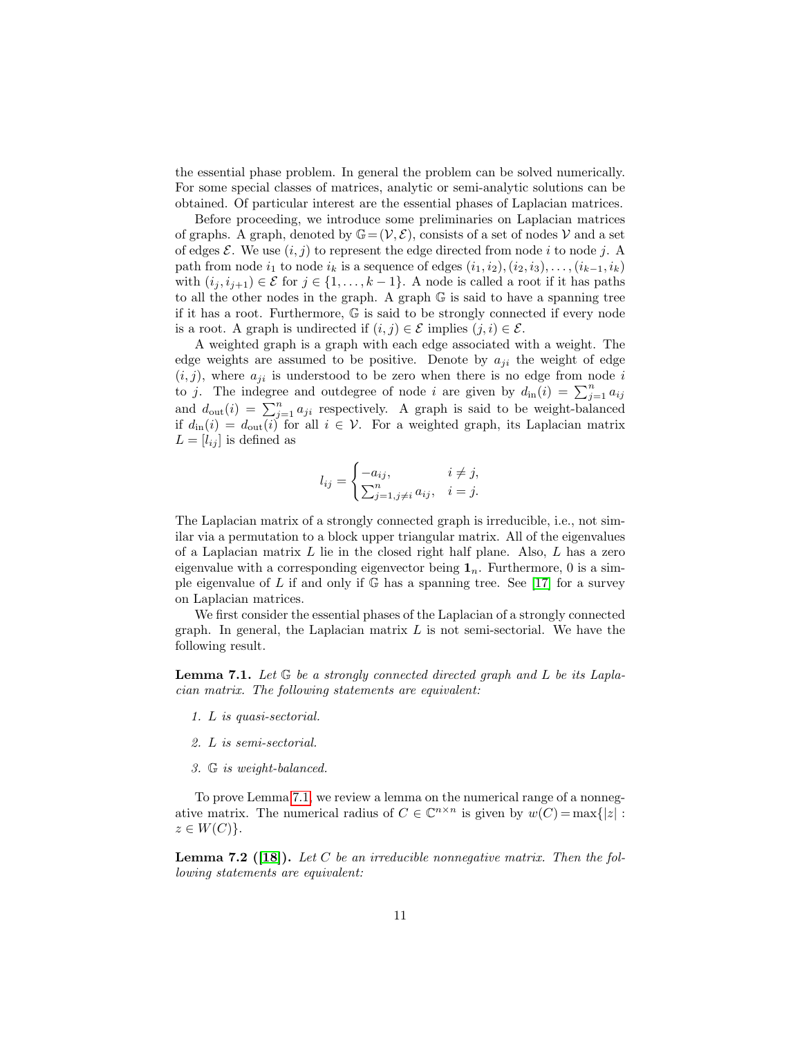the essential phase problem. In general the problem can be solved numerically. For some special classes of matrices, analytic or semi-analytic solutions can be obtained. Of particular interest are the essential phases of Laplacian matrices.

Before proceeding, we introduce some preliminaries on Laplacian matrices of graphs. A graph, denoted by $\mathbb{G} = (\mathcal{V}, \mathcal{E})$, consists of a set of nodes $\mathcal{V}$ and a set of edges $\mathcal{E}$. We use $(i, j)$ to represent the edge directed from node $i$ to node $j$. A path from node $i_1$ to node $i_k$ is a sequence of edges $(i_1, i_2), (i_2, i_3), \ldots, (i_{k-1}, i_k)$ with $(i_j, i_{j+1}) \in \mathcal{E}$ for $j \in \{1, \ldots, k-1\}$. A node is called a root if it has paths to all the other nodes in the graph. A graph $\mathbb{G}$ is said to have a spanning tree if it has a root. Furthermore, $\mathbb{G}$ is said to be strongly connected if every node is a root. A graph is undirected if $(i, j) \in \mathcal{E}$ implies $(j, i) \in \mathcal{E}$.

A weighted graph is a graph with each edge associated with a weight. The edge weights are assumed to be positive. Denote by $a_{ji}$ the weight of edge $(i, j)$, where $a_{ji}$ is understood to be zero when there is no edge from node $i$ to $j$. The indegree and outdegree of node $i$ are given by $d_{\text{in}}(i) = \sum_{j=1}^{n} a_{ij}$ and $d_{\text{out}}(i) = \sum_{j=1}^{n} a_{ji}$ respectively. A graph is said to be weight-balanced if $d_{\text{in}}(i) = d_{\text{out}}(i)$ for all $i \in \mathcal{V}$. For a weighted graph, its Laplacian matrix $L = [l_{ij}]$ is defined as

$$
l_{ij} = \begin{cases} -a_{ij}, & i \neq j, \\ \sum_{j=1, j\neq i}^{n} a_{ij}, & i = j. \end{cases}
$$

The Laplacian matrix of a strongly connected graph is irreducible, i.e., not similar via a permutation to a block upper triangular matrix. All of the eigenvalues of a Laplacian matrix $L$ lie in the closed right half plane. Also, $L$ has a zero eigenvalue with a corresponding eigenvector being $\mathbf{1}_n$. Furthermore, 0 is a simple eigenvalue of $L$ if and only if $\mathbb{G}$ has a spanning tree. See [17] for a survey on Laplacian matrices.

We first consider the essential phases of the Laplacian of a strongly connected graph. In general, the Laplacian matrix $L$ is not semi-sectorial. We have the following result.

**Lemma 7.1.** *Let $\mathbb{G}$ be a strongly connected directed graph and $L$ be its Laplacian matrix. The following statements are equivalent:*

1. *$L$ is quasi-sectorial.*
2. *$L$ is semi-sectorial.*
3. *$\mathbb{G}$ is weight-balanced.*

To prove Lemma 7.1, we review a lemma on the numerical range of a nonnegative matrix. The numerical radius of $C \in \mathbb{C}^{n\times n}$ is given by $w(C) = \max\{|z| : z \in W(C)\}$.

**Lemma 7.2 ([18]).** *Let $C$ be an irreducible nonnegative matrix. Then the following statements are equivalent:*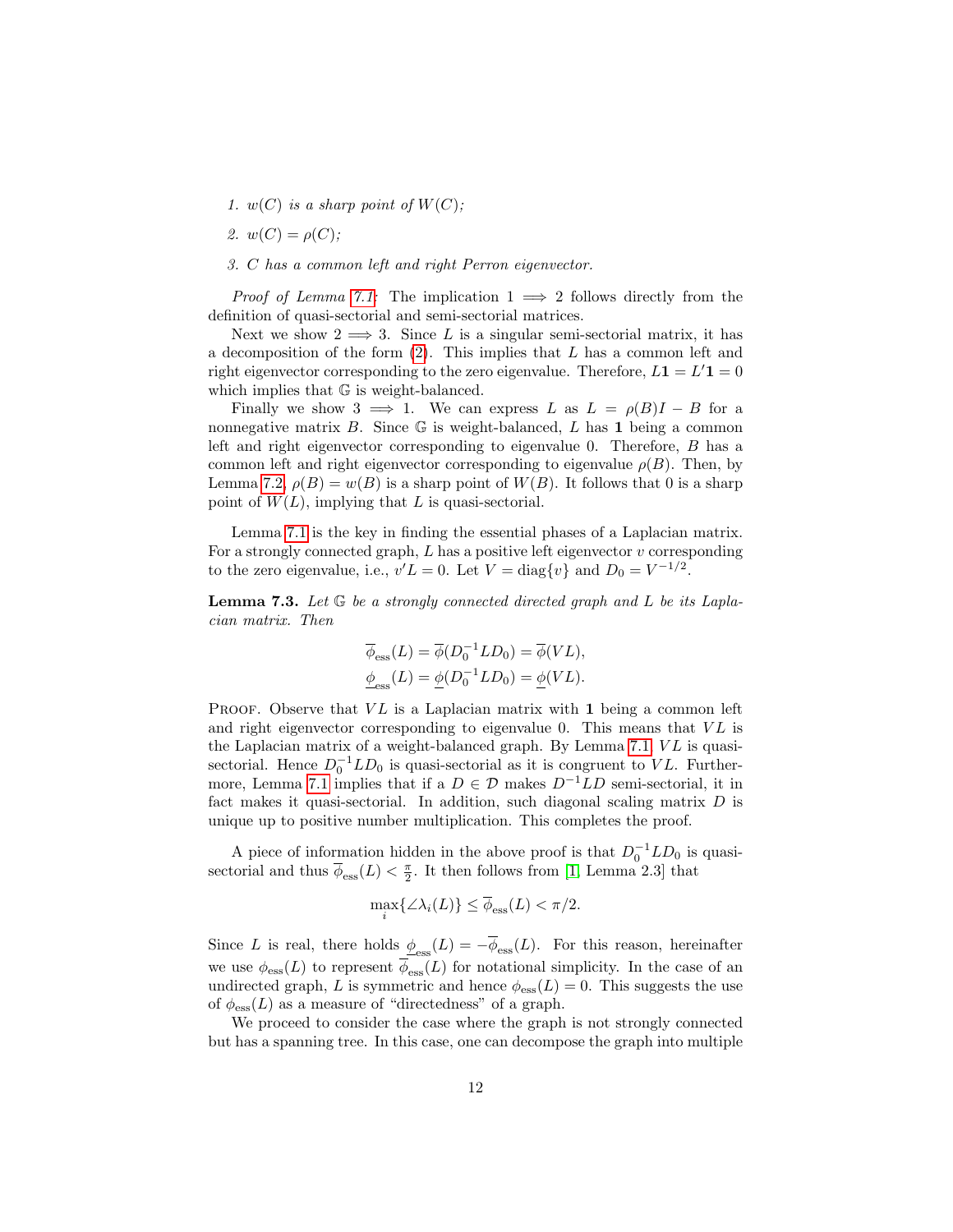1. *$w(C)$ is a sharp point of $W(C)$;*
2. *$w(C) = \rho(C)$;*
3. *$C$ has a common left and right Perron eigenvector.*

*Proof of Lemma 7.1:* The implication $1 \implies 2$ follows directly from the definition of quasi-sectorial and semi-sectorial matrices.

Next we show $2 \implies 3$. Since $L$ is a singular semi-sectorial matrix, it has a decomposition of the form (2). This implies that $L$ has a common left and right eigenvector corresponding to the zero eigenvalue. Therefore, $L\mathbf{1} = L'\mathbf{1} = 0$ which implies that $\mathbb{G}$ is weight-balanced.

Finally we show $3 \implies 1$. We can express $L$ as $L = \rho(B)I - B$ for a nonnegative matrix $B$. Since $\mathbb{G}$ is weight-balanced, $L$ has $\mathbf{1}$ being a common left and right eigenvector corresponding to eigenvalue 0. Therefore, $B$ has a common left and right eigenvector corresponding to eigenvalue $\rho(B)$. Then, by Lemma 7.2, $\rho(B) = w(B)$ is a sharp point of $W(B)$. It follows that 0 is a sharp point of $W(L)$, implying that $L$ is quasi-sectorial.

Lemma 7.1 is the key in finding the essential phases of a Laplacian matrix. For a strongly connected graph, $L$ has a positive left eigenvector $v$ corresponding to the zero eigenvalue, i.e., $v'L = 0$. Let $V = \text{diag}\{v\}$ and $D_0 = V^{-1/2}$.

**Lemma 7.3.** *Let $\mathbb{G}$ be a strongly connected directed graph and $L$ be its Laplacian matrix. Then*

$$\overline{\phi}_{\text{ess}}(L) = \overline{\phi}(D_0^{-1}LD_0) = \overline{\phi}(VL),$$
$$\underline{\phi}_{\text{ess}}(L) = \underline{\phi}(D_0^{-1}LD_0) = \underline{\phi}(VL).$$

Proof. Observe that $VL$ is a Laplacian matrix with $\mathbf{1}$ being a common left and right eigenvector corresponding to eigenvalue 0. This means that $VL$ is the Laplacian matrix of a weight-balanced graph. By Lemma 7.1, $VL$ is quasi-sectorial. Hence $D_0^{-1}LD_0$ is quasi-sectorial as it is congruent to $VL$. Furthermore, Lemma 7.1 implies that if a $D \in \mathcal{D}$ makes $D^{-1}LD$ semi-sectorial, it in fact makes it quasi-sectorial. In addition, such diagonal scaling matrix $D$ is unique up to positive number multiplication. This completes the proof.

A piece of information hidden in the above proof is that $D_0^{-1}LD_0$ is quasi-sectorial and thus $\overline{\phi}_{\text{ess}}(L) < \frac{\pi}{2}$. It then follows from [1, Lemma 2.3] that

$$\max_i\{\angle\lambda_i(L)\} \leq \overline{\phi}_{\text{ess}}(L) < \pi/2.$$

Since $L$ is real, there holds $\underline{\phi}_{\text{ess}}(L) = -\overline{\phi}_{\text{ess}}(L)$. For this reason, hereinafter we use $\phi_{\text{ess}}(L)$ to represent $\overline{\phi}_{\text{ess}}(L)$ for notational simplicity. In the case of an undirected graph, $L$ is symmetric and hence $\phi_{\text{ess}}(L) = 0$. This suggests the use of $\phi_{\text{ess}}(L)$ as a measure of "directedness" of a graph.

We proceed to consider the case where the graph is not strongly connected but has a spanning tree. In this case, one can decompose the graph into multiple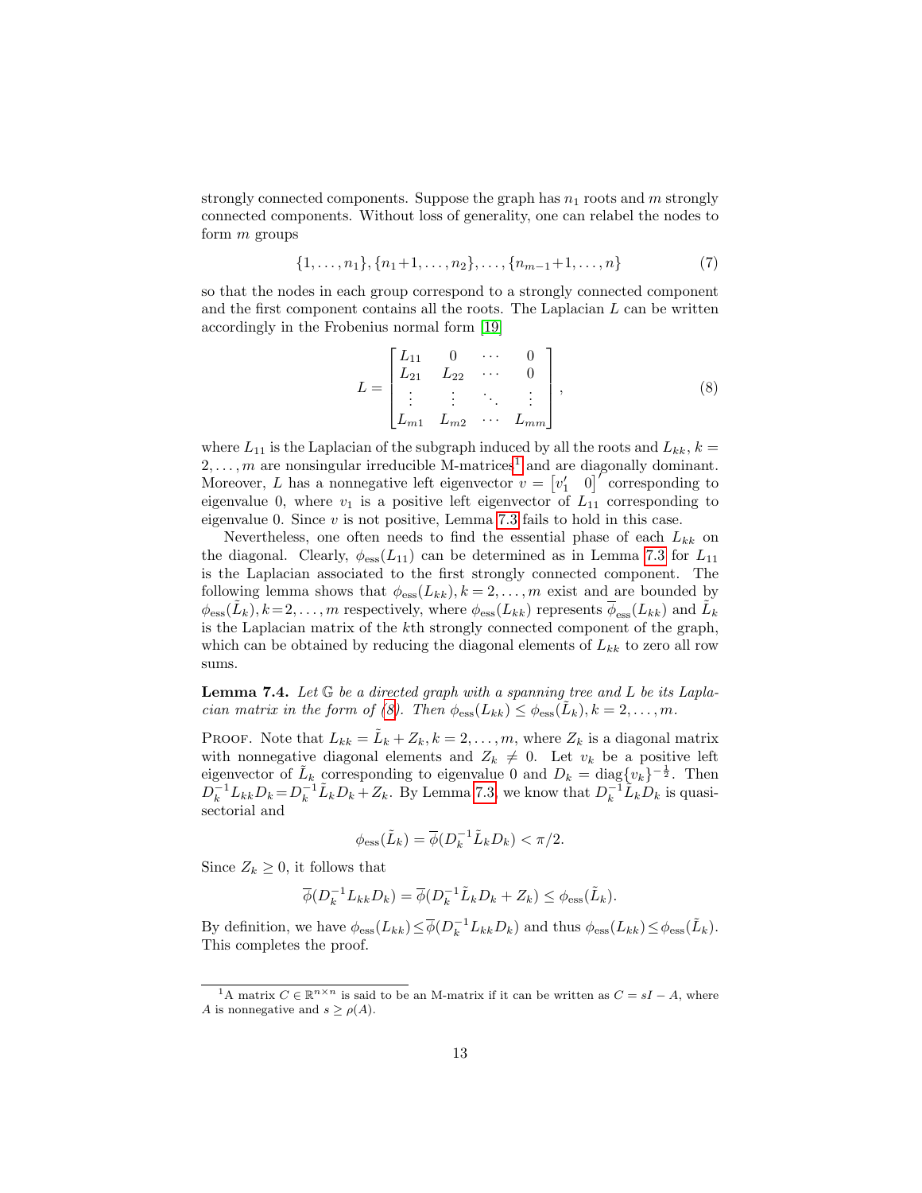strongly connected components. Suppose the graph has $n_1$ roots and $m$ strongly connected components. Without loss of generality, one can relabel the nodes to form $m$ groups

$$\{1,\ldots,n_1\},\{n_1{+}1,\ldots,n_2\},\ldots,\{n_{m-1}{+}1,\ldots,n\} \tag{7}$$

so that the nodes in each group correspond to a strongly connected component and the first component contains all the roots. The Laplacian $L$ can be written accordingly in the Frobenius normal form [19]

$$L=\begin{bmatrix} L_{11} & 0 & \cdots & 0\\ L_{21} & L_{22} & \cdots & 0\\ \vdots & \vdots & \ddots & \vdots\\ L_{m1} & L_{m2} & \cdots & L_{mm}\end{bmatrix}, \tag{8}$$

where $L_{11}$ is the Laplacian of the subgraph induced by all the roots and $L_{kk}$, $k=2,\ldots,m$ are nonsingular irreducible M-matrices[1] and are diagonally dominant. Moreover, $L$ has a nonnegative left eigenvector $v=\begin{bmatrix}v_1' & 0\end{bmatrix}'$ corresponding to eigenvalue 0, where $v_1$ is a positive left eigenvector of $L_{11}$ corresponding to eigenvalue 0. Since $v$ is not positive, Lemma 7.3 fails to hold in this case.

Nevertheless, one often needs to find the essential phase of each $L_{kk}$ on the diagonal. Clearly, $\phi_{\rm ess}(L_{11})$ can be determined as in Lemma 7.3 for $L_{11}$ is the Laplacian associated to the first strongly connected component. The following lemma shows that $\phi_{\rm ess}(L_{kk}), k=2,\ldots,m$ exist and are bounded by $\phi_{\rm ess}(\tilde{L}_k), k{=}2,\ldots,m$ respectively, where $\phi_{\rm ess}(L_{kk})$ represents $\overline{\phi}_{\rm ess}(L_{kk})$ and $\tilde{L}_k$ is the Laplacian matrix of the $k$th strongly connected component of the graph, which can be obtained by reducing the diagonal elements of $L_{kk}$ to zero all row sums.

**Lemma 7.4.** *Let $\mathbb{G}$ be a directed graph with a spanning tree and $L$ be its Laplacian matrix in the form of (8). Then $\phi_{\rm ess}(L_{kk})\le\phi_{\rm ess}(\tilde{L}_k), k=2,\ldots,m$.*

Proof. Note that $L_{kk}=\tilde{L}_k+Z_k, k=2,\ldots,m$, where $Z_k$ is a diagonal matrix with nonnegative diagonal elements and $Z_k\neq 0$. Let $v_k$ be a positive left eigenvector of $\tilde{L}_k$ corresponding to eigenvalue 0 and $D_k=\operatorname{diag}\{v_k\}^{-\frac{1}{2}}$. Then $D_k^{-1}L_{kk}D_k{=}D_k^{-1}\tilde{L}_kD_k+Z_k$. By Lemma 7.3, we know that $D_k^{-1}\tilde{L}_kD_k$ is quasi-sectorial and

$$\phi_{\rm ess}(\tilde{L}_k)=\overline{\phi}(D_k^{-1}\tilde{L}_kD_k)<\pi/2.$$

Since $Z_k\ge 0$, it follows that

$$\overline{\phi}(D_k^{-1}L_{kk}D_k)=\overline{\phi}(D_k^{-1}\tilde{L}_kD_k+Z_k)\le\phi_{\rm ess}(\tilde{L}_k).$$

By definition, we have $\phi_{\rm ess}(L_{kk}){\le}\overline{\phi}(D_k^{-1}L_{kk}D_k)$ and thus $\phi_{\rm ess}(L_{kk}){\le}\phi_{\rm ess}(\tilde{L}_k)$. This completes the proof.

[1] A matrix $C\in\mathbb{R}^{n\times n}$ is said to be an M-matrix if it can be written as $C=sI-A$, where $A$ is nonnegative and $s\ge\rho(A)$.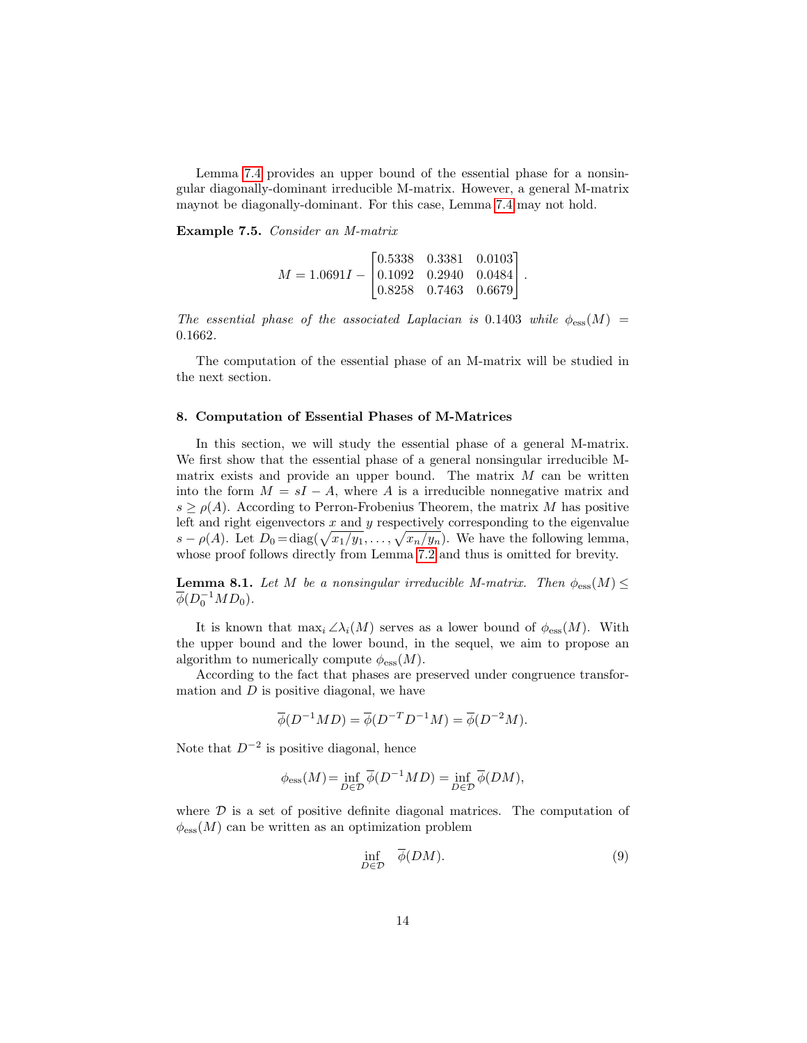Lemma 7.4 provides an upper bound of the essential phase for a nonsingular diagonally-dominant irreducible M-matrix. However, a general M-matrix maynot be diagonally-dominant. For this case, Lemma 7.4 may not hold.

**Example 7.5.** *Consider an M-matrix*

$$M = 1.0691I - \begin{bmatrix} 0.5338 & 0.3381 & 0.0103 \\ 0.1092 & 0.2940 & 0.0484 \\ 0.8258 & 0.7463 & 0.6679 \end{bmatrix}.$$

*The essential phase of the associated Laplacian is* 0.1403 *while* $\phi_{\text{ess}}(M) = 0.1662$.

The computation of the essential phase of an M-matrix will be studied in the next section.

## 8. Computation of Essential Phases of M-Matrices

In this section, we will study the essential phase of a general M-matrix. We first show that the essential phase of a general nonsingular irreducible M-matrix exists and provide an upper bound. The matrix $M$ can be written into the form $M = sI - A$, where $A$ is a irreducible nonnegative matrix and $s \geq \rho(A)$. According to Perron-Frobenius Theorem, the matrix $M$ has positive left and right eigenvectors $x$ and $y$ respectively corresponding to the eigenvalue $s - \rho(A)$. Let $D_0 = \text{diag}(\sqrt{x_1/y_1}, \ldots, \sqrt{x_n/y_n})$. We have the following lemma, whose proof follows directly from Lemma 7.2 and thus is omitted for brevity.

**Lemma 8.1.** *Let $M$ be a nonsingular irreducible M-matrix. Then $\phi_{\text{ess}}(M) \leq \overline{\phi}(D_0^{-1} M D_0)$.*

It is known that $\max_i \angle\lambda_i(M)$ serves as a lower bound of $\phi_{\text{ess}}(M)$. With the upper bound and the lower bound, in the sequel, we aim to propose an algorithm to numerically compute $\phi_{\text{ess}}(M)$.

According to the fact that phases are preserved under congruence transformation and $D$ is positive diagonal, we have

$$\overline{\phi}(D^{-1} M D) = \overline{\phi}(D^{-T} D^{-1} M) = \overline{\phi}(D^{-2} M).$$

Note that $D^{-2}$ is positive diagonal, hence

$$\phi_{\text{ess}}(M) = \inf_{D \in \mathcal{D}} \overline{\phi}(D^{-1} M D) = \inf_{D \in \mathcal{D}} \overline{\phi}(DM),$$

where $\mathcal{D}$ is a set of positive definite diagonal matrices. The computation of $\phi_{\text{ess}}(M)$ can be written as an optimization problem

$$\inf_{D \in \mathcal{D}} \quad \overline{\phi}(DM). \tag{9}$$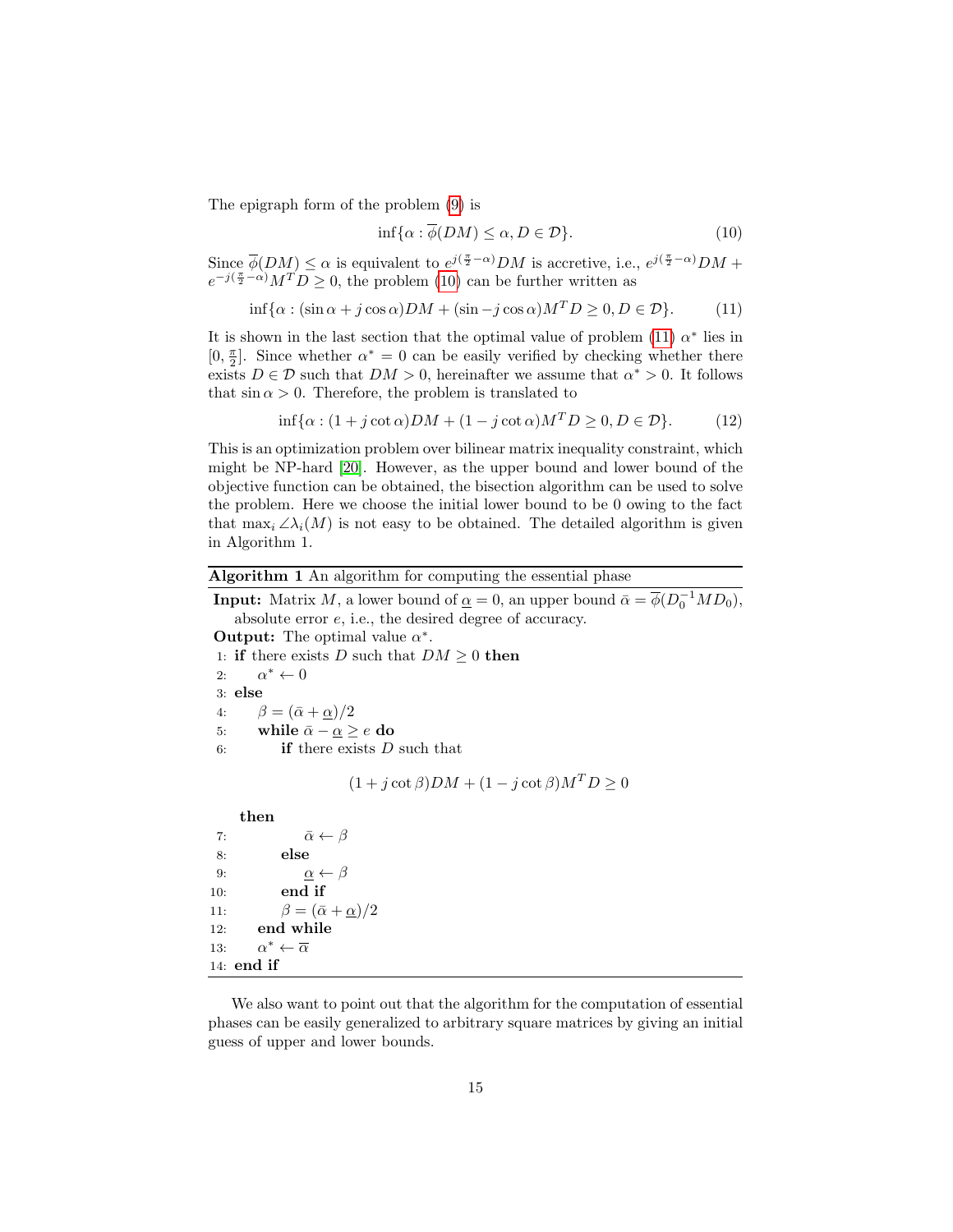The epigraph form of the problem (9) is

$$\inf\{\alpha : \overline{\phi}(DM) \leq \alpha, D \in \mathcal{D}\}. \tag{10}$$

Since $\overline{\phi}(DM) \leq \alpha$ is equivalent to $e^{j(\frac{\pi}{2}-\alpha)}DM$ is accretive, i.e., $e^{j(\frac{\pi}{2}-\alpha)}DM + e^{-j(\frac{\pi}{2}-\alpha)}M^T D \geq 0$, the problem (10) can be further written as

$$\inf\{\alpha : (\sin\alpha + j\cos\alpha)DM + (\sin - j\cos\alpha)M^T D \geq 0, D \in \mathcal{D}\}. \tag{11}$$

It is shown in the last section that the optimal value of problem (11) $\alpha^*$ lies in $[0, \frac{\pi}{2}]$. Since whether $\alpha^* = 0$ can be easily verified by checking whether there exists $D \in \mathcal{D}$ such that $DM > 0$, hereinafter we assume that $\alpha^* > 0$. It follows that $\sin\alpha > 0$. Therefore, the problem is translated to

$$\inf\{\alpha : (1 + j\cot\alpha)DM + (1 - j\cot\alpha)M^T D \geq 0, D \in \mathcal{D}\}. \tag{12}$$

This is an optimization problem over bilinear matrix inequality constraint, which might be NP-hard [20]. However, as the upper bound and lower bound of the objective function can be obtained, the bisection algorithm can be used to solve the problem. Here we choose the initial lower bound to be 0 owing to the fact that $\max_i \angle\lambda_i(M)$ is not easy to be obtained. The detailed algorithm is given in Algorithm 1.

**Algorithm 1** An algorithm for computing the essential phase

**Input:** Matrix $M$, a lower bound of $\underline{\alpha} = 0$, an upper bound $\bar{\alpha} = \overline{\phi}(D_0^{-1}MD_0)$, absolute error $e$, i.e., the desired degree of accuracy.

**Output:** The optimal value $\alpha^*$.

```
1:  if there exists D such that DM ≥ 0 then
2:      α* ← 0
3:  else
4:      β = (ᾱ + α̲)/2
5:      while ᾱ − α̲ ≥ e do
6:          if there exists D such that
                (1 + j cot β)DM + (1 − j cot β)M^T D ≥ 0
            then
7:              ᾱ ← β
8:          else
9:              α̲ ← β
10:         end if
11:         β = (ᾱ + α̲)/2
12:     end while
13:     α* ← ᾱ
14: end if
```

We also want to point out that the algorithm for the computation of essential phases can be easily generalized to arbitrary square matrices by giving an initial guess of upper and lower bounds.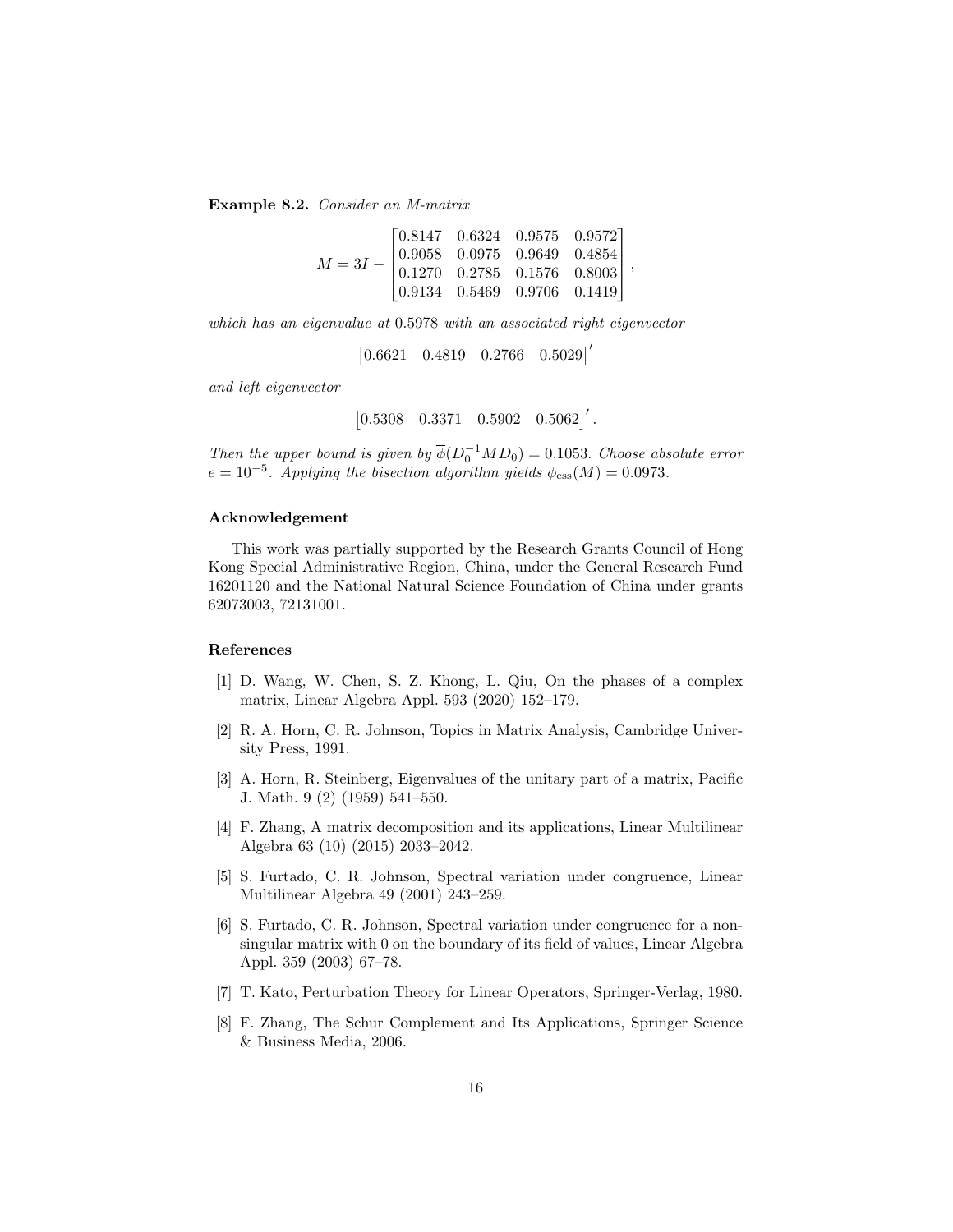**Example 8.2.** *Consider an M-matrix*

$$M = 3I - \begin{bmatrix} 0.8147 & 0.6324 & 0.9575 & 0.9572 \\ 0.9058 & 0.0975 & 0.9649 & 0.4854 \\ 0.1270 & 0.2785 & 0.1576 & 0.8003 \\ 0.9134 & 0.5469 & 0.9706 & 0.1419 \end{bmatrix},$$

*which has an eigenvalue at* 0.5978 *with an associated right eigenvector*

$$\begin{bmatrix} 0.6621 & 0.4819 & 0.2766 & 0.5029 \end{bmatrix}'$$

*and left eigenvector*

$$\begin{bmatrix} 0.5308 & 0.3371 & 0.5902 & 0.5062 \end{bmatrix}'.$$

*Then the upper bound is given by* $\overline{\phi}(D_0^{-1} M D_0) = 0.1053$*. Choose absolute error* $e = 10^{-5}$*. Applying the bisection algorithm yields* $\phi_{\text{ess}}(M) = 0.0973$*.*

### Acknowledgement

This work was partially supported by the Research Grants Council of Hong Kong Special Administrative Region, China, under the General Research Fund 16201120 and the National Natural Science Foundation of China under grants 62073003, 72131001.

### References

[1] D. Wang, W. Chen, S. Z. Khong, L. Qiu, On the phases of a complex matrix, Linear Algebra Appl. 593 (2020) 152–179.

[2] R. A. Horn, C. R. Johnson, Topics in Matrix Analysis, Cambridge University Press, 1991.

[3] A. Horn, R. Steinberg, Eigenvalues of the unitary part of a matrix, Pacific J. Math. 9 (2) (1959) 541–550.

[4] F. Zhang, A matrix decomposition and its applications, Linear Multilinear Algebra 63 (10) (2015) 2033–2042.

[5] S. Furtado, C. R. Johnson, Spectral variation under congruence, Linear Multilinear Algebra 49 (2001) 243–259.

[6] S. Furtado, C. R. Johnson, Spectral variation under congruence for a nonsingular matrix with 0 on the boundary of its field of values, Linear Algebra Appl. 359 (2003) 67–78.

[7] T. Kato, Perturbation Theory for Linear Operators, Springer-Verlag, 1980.

[8] F. Zhang, The Schur Complement and Its Applications, Springer Science & Business Media, 2006.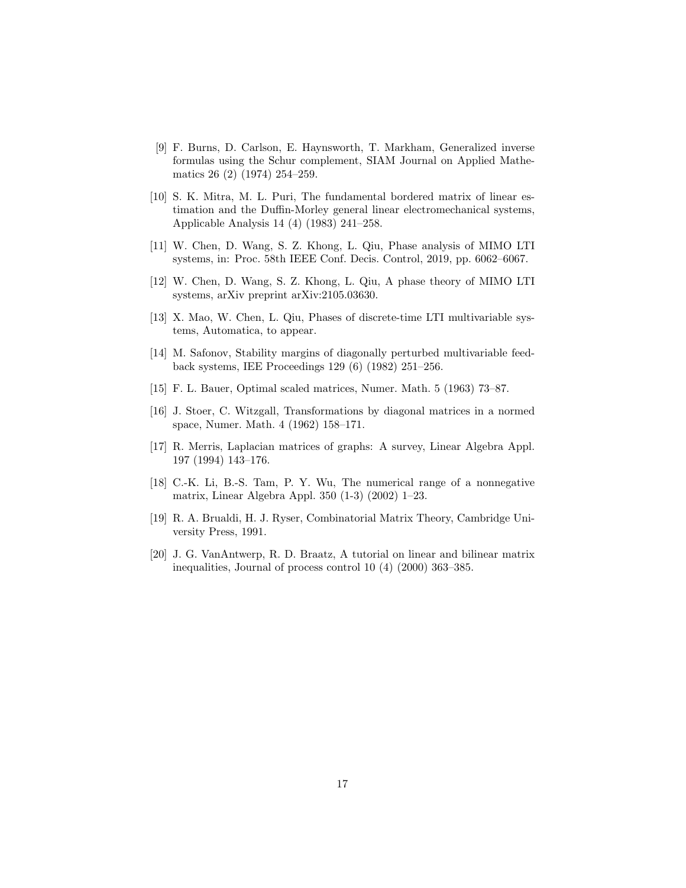[9] F. Burns, D. Carlson, E. Haynsworth, T. Markham, Generalized inverse formulas using the Schur complement, SIAM Journal on Applied Mathematics 26 (2) (1974) 254–259.

[10] S. K. Mitra, M. L. Puri, The fundamental bordered matrix of linear estimation and the Duffin-Morley general linear electromechanical systems, Applicable Analysis 14 (4) (1983) 241–258.

[11] W. Chen, D. Wang, S. Z. Khong, L. Qiu, Phase analysis of MIMO LTI systems, in: Proc. 58th IEEE Conf. Decis. Control, 2019, pp. 6062–6067.

[12] W. Chen, D. Wang, S. Z. Khong, L. Qiu, A phase theory of MIMO LTI systems, arXiv preprint arXiv:2105.03630.

[13] X. Mao, W. Chen, L. Qiu, Phases of discrete-time LTI multivariable systems, Automatica, to appear.

[14] M. Safonov, Stability margins of diagonally perturbed multivariable feedback systems, IEE Proceedings 129 (6) (1982) 251–256.

[15] F. L. Bauer, Optimal scaled matrices, Numer. Math. 5 (1963) 73–87.

[16] J. Stoer, C. Witzgall, Transformations by diagonal matrices in a normed space, Numer. Math. 4 (1962) 158–171.

[17] R. Merris, Laplacian matrices of graphs: A survey, Linear Algebra Appl. 197 (1994) 143–176.

[18] C.-K. Li, B.-S. Tam, P. Y. Wu, The numerical range of a nonnegative matrix, Linear Algebra Appl. 350 (1-3) (2002) 1–23.

[19] R. A. Brualdi, H. J. Ryser, Combinatorial Matrix Theory, Cambridge University Press, 1991.

[20] J. G. VanAntwerp, R. D. Braatz, A tutorial on linear and bilinear matrix inequalities, Journal of process control 10 (4) (2000) 363–385.